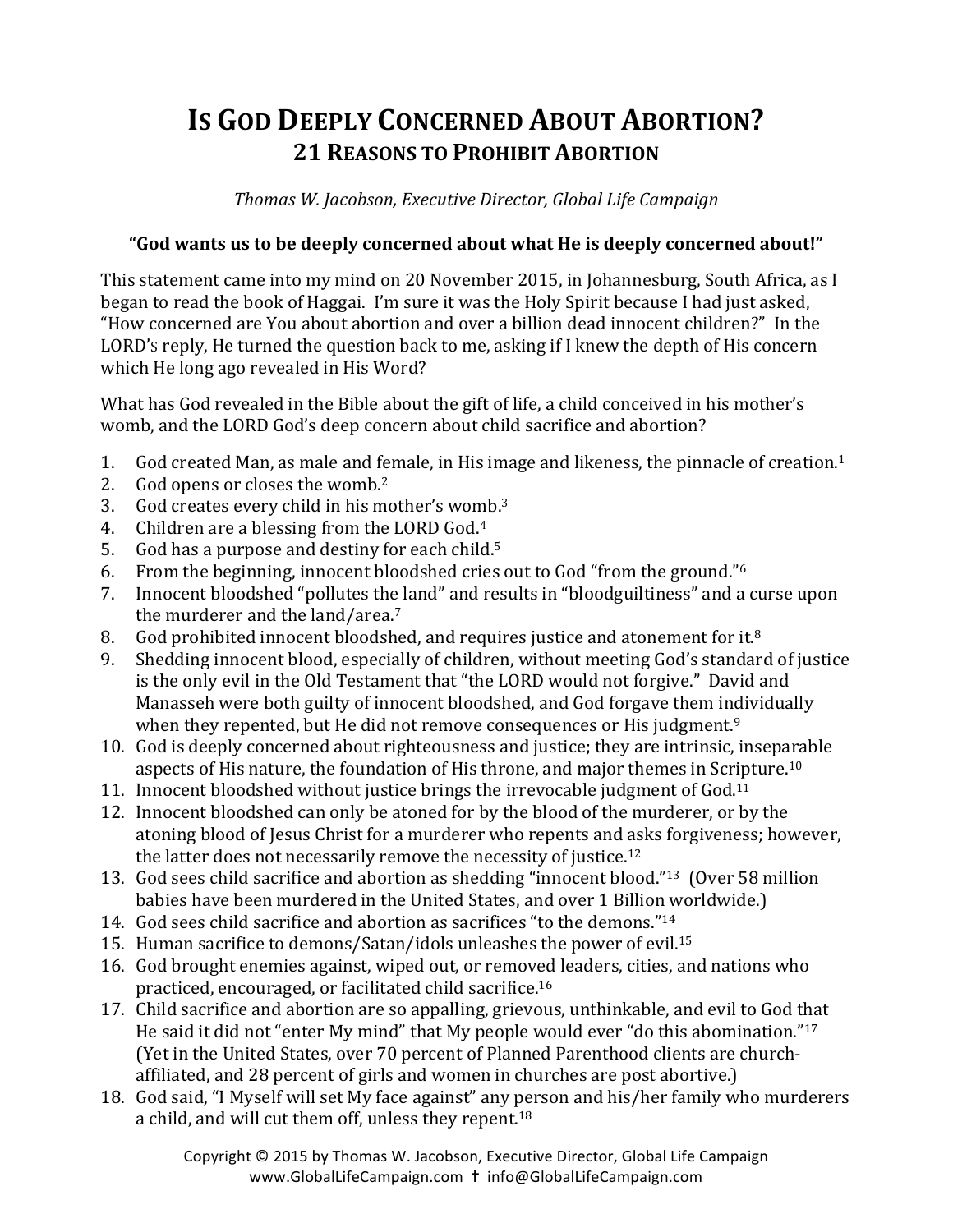# IS GOD DEEPLY CONCERNED ABOUT ABORTION?

## 21 REASONS TO PROHIBIT ABORTION

*Thomas W. Jacobson, Executive Director, Global Life Campaign*

**"God wants us to be deeply concerned about what He is deeply concerned about!"**

This statement came into my mind on 20 November 2015, in Johannesburg, South Africa, as I began to read the book of Haggai. I'm sure it was the Holy Spirit because I had just asked, "How concerned are You about abortion and over a billion dead innocent children?" In the LORD'S reply, He turned the question back to me, asking if I knew the depth of His concern which He long ago revealed in His Word?

What has God revealed in the Bible about the gift of life, a child conceived in his mother's womb, and the LORD God's deep concern about child sacrifice and abortion?

1. God created Man, as male and female, in His image and likeness, the pinnacle of creation.[1]
2. God opens or closes the womb.[2]
3. God creates every child in his mother's womb.[3]
4. Children are a blessing from the LORD God.[4]
5. God has a purpose and destiny for each child.[5]
6. From the beginning, innocent bloodshed cries out to God "from the ground."[6]
7. Innocent bloodshed "pollutes the land" and results in "bloodguiltiness" and a curse upon the murderer and the land/area.[7]
8. God prohibited innocent bloodshed, and requires justice and atonement for it.[8]
9. Shedding innocent blood, especially of children, without meeting God's standard of justice is the only evil in the Old Testament that "the LORD would not forgive." David and Manasseh were both guilty of innocent bloodshed, and God forgave them individually when they repented, but He did not remove consequences or His judgment.[9]
10. God is deeply concerned about righteousness and justice; they are intrinsic, inseparable aspects of His nature, the foundation of His throne, and major themes in Scripture.[10]
11. Innocent bloodshed without justice brings the irrevocable judgment of God.[11]
12. Innocent bloodshed can only be atoned for by the blood of the murderer, or by the atoning blood of Jesus Christ for a murderer who repents and asks forgiveness; however, the latter does not necessarily remove the necessity of justice.[12]
13. God sees child sacrifice and abortion as shedding "innocent blood."[13] (Over 58 million babies have been murdered in the United States, and over 1 Billion worldwide.)
14. God sees child sacrifice and abortion as sacrifices "to the demons."[14]
15. Human sacrifice to demons/Satan/idols unleashes the power of evil.[15]
16. God brought enemies against, wiped out, or removed leaders, cities, and nations who practiced, encouraged, or facilitated child sacrifice.[16]
17. Child sacrifice and abortion are so appalling, grievous, unthinkable, and evil to God that He said it did not "enter My mind" that My people would ever "do this abomination."[17] (Yet in the United States, over 70 percent of Planned Parenthood clients are church-affiliated, and 28 percent of girls and women in churches are post abortive.)
18. God said, "I Myself will set My face against" any person and his/her family who murderers a child, and will cut them off, unless they repent.[18]

Copyright © 2015 by Thomas W. Jacobson, Executive Director, Global Life Campaign
www.GlobalLifeCampaign.com ✝ info@GlobalLifeCampaign.com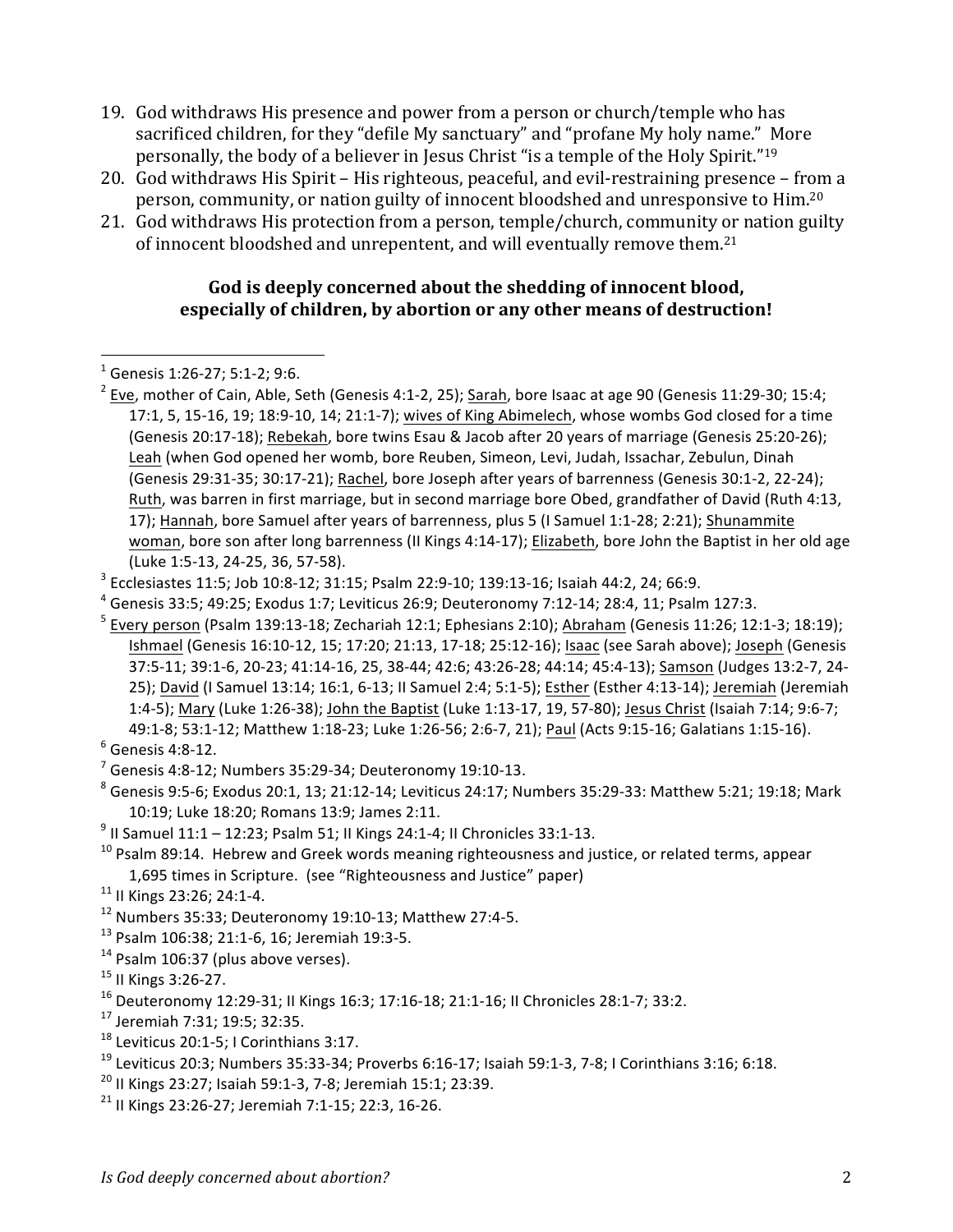19. God withdraws His presence and power from a person or church/temple who has sacrificed children, for they "defile My sanctuary" and "profane My holy name." More personally, the body of a believer in Jesus Christ "is a temple of the Holy Spirit."[19]
20. God withdraws His Spirit – His righteous, peaceful, and evil-restraining presence – from a person, community, or nation guilty of innocent bloodshed and unresponsive to Him.[20]
21. God withdraws His protection from a person, temple/church, community or nation guilty of innocent bloodshed and unrepentent, and will eventually remove them.[21]

**God is deeply concerned about the shedding of innocent blood, especially of children, by abortion or any other means of destruction!**

---

[1] Genesis 1:26-27; 5:1-2; 9:6.

[2] Eve, mother of Cain, Able, Seth (Genesis 4:1-2, 25); Sarah, bore Isaac at age 90 (Genesis 11:29-30; 15:4; 17:1, 5, 15-16, 19; 18:9-10, 14; 21:1-7); wives of King Abimelech, whose wombs God closed for a time (Genesis 20:17-18); Rebekah, bore twins Esau & Jacob after 20 years of marriage (Genesis 25:20-26); Leah (when God opened her womb, bore Reuben, Simeon, Levi, Judah, Issachar, Zebulun, Dinah (Genesis 29:31-35; 30:17-21); Rachel, bore Joseph after years of barrenness (Genesis 30:1-2, 22-24); Ruth, was barren in first marriage, but in second marriage bore Obed, grandfather of David (Ruth 4:13, 17); Hannah, bore Samuel after years of barrenness, plus 5 (I Samuel 1:1-28; 2:21); Shunammite woman, bore son after long barrenness (II Kings 4:14-17); Elizabeth, bore John the Baptist in her old age (Luke 1:5-13, 24-25, 36, 57-58).

[3] Ecclesiastes 11:5; Job 10:8-12; 31:15; Psalm 22:9-10; 139:13-16; Isaiah 44:2, 24; 66:9.

[4] Genesis 33:5; 49:25; Exodus 1:7; Leviticus 26:9; Deuteronomy 7:12-14; 28:4, 11; Psalm 127:3.

[5] Every person (Psalm 139:13-18; Zechariah 12:1; Ephesians 2:10); Abraham (Genesis 11:26; 12:1-3; 18:19); Ishmael (Genesis 16:10-12, 15; 17:20; 21:13, 17-18; 25:12-16); Isaac (see Sarah above); Joseph (Genesis 37:5-11; 39:1-6, 20-23; 41:14-16, 25, 38-44; 42:6; 43:26-28; 44:14; 45:4-13); Samson (Judges 13:2-7, 24-25); David (I Samuel 13:14; 16:1, 6-13; II Samuel 2:4; 5:1-5); Esther (Esther 4:13-14); Jeremiah (Jeremiah 1:4-5); Mary (Luke 1:26-38); John the Baptist (Luke 1:13-17, 19, 57-80); Jesus Christ (Isaiah 7:14; 9:6-7; 49:1-8; 53:1-12; Matthew 1:18-23; Luke 1:26-56; 2:6-7, 21); Paul (Acts 9:15-16; Galatians 1:15-16).

[6] Genesis 4:8-12.

[7] Genesis 4:8-12; Numbers 35:29-34; Deuteronomy 19:10-13.

[8] Genesis 9:5-6; Exodus 20:1, 13; 21:12-14; Leviticus 24:17; Numbers 35:29-33: Matthew 5:21; 19:18; Mark 10:19; Luke 18:20; Romans 13:9; James 2:11.

[9] II Samuel 11:1 – 12:23; Psalm 51; II Kings 24:1-4; II Chronicles 33:1-13.

[10] Psalm 89:14. Hebrew and Greek words meaning righteousness and justice, or related terms, appear 1,695 times in Scripture. (see "Righteousness and Justice" paper)

[11] II Kings 23:26; 24:1-4.

[12] Numbers 35:33; Deuteronomy 19:10-13; Matthew 27:4-5.

[13] Psalm 106:38; 21:1-6, 16; Jeremiah 19:3-5.

[14] Psalm 106:37 (plus above verses).

[15] II Kings 3:26-27.

[16] Deuteronomy 12:29-31; II Kings 16:3; 17:16-18; 21:1-16; II Chronicles 28:1-7; 33:2.

[17] Jeremiah 7:31; 19:5; 32:35.

[18] Leviticus 20:1-5; I Corinthians 3:17.

[19] Leviticus 20:3; Numbers 35:33-34; Proverbs 6:16-17; Isaiah 59:1-3, 7-8; I Corinthians 3:16; 6:18.

[20] II Kings 23:27; Isaiah 59:1-3, 7-8; Jeremiah 15:1; 23:39.

[21] II Kings 23:26-27; Jeremiah 7:1-15; 22:3, 16-26.